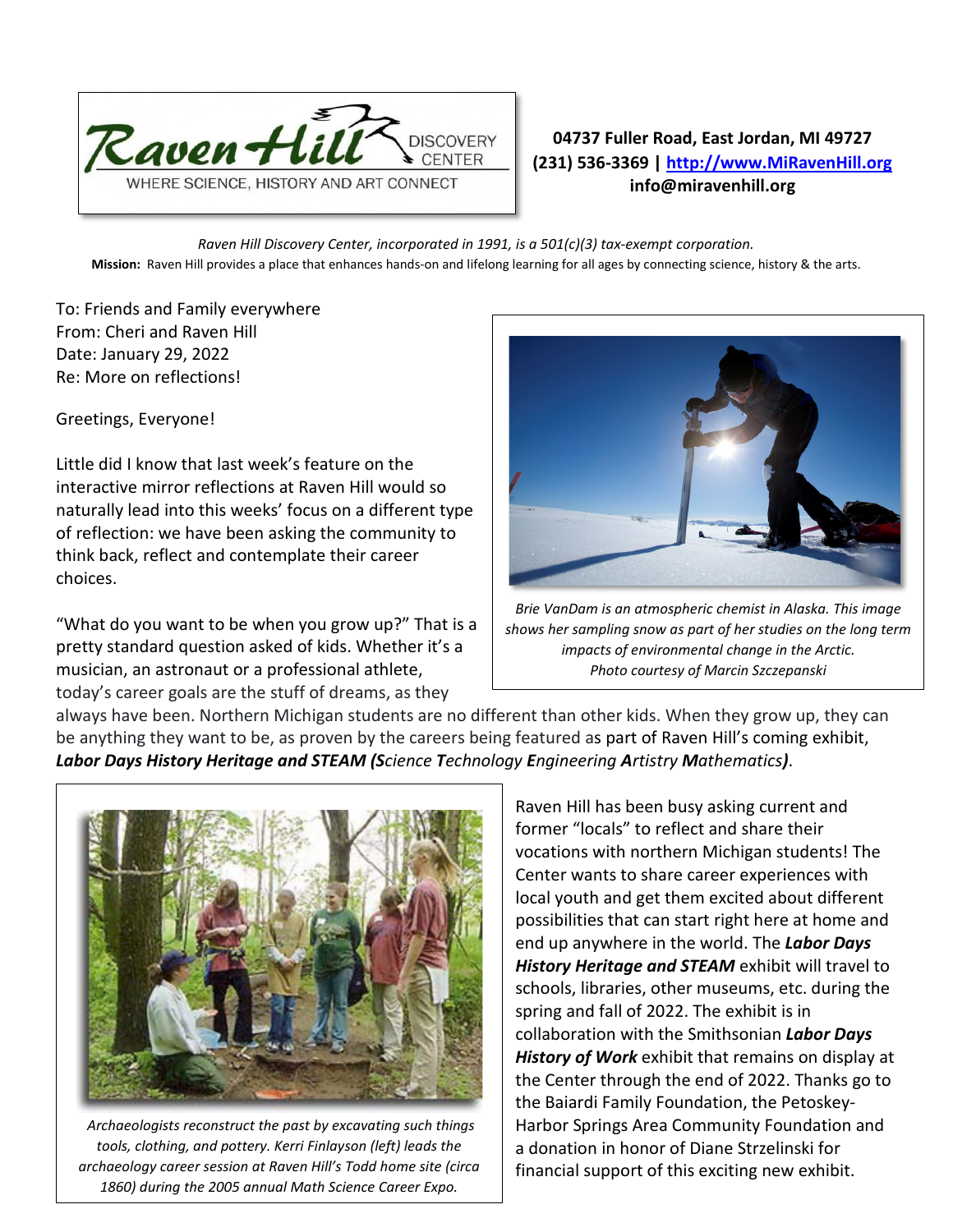**Raven Hill DISCOVERY CENTER**
WHERE SCIENCE, HISTORY AND ART CONNECT

**04737 Fuller Road, East Jordan, MI 49727**
**(231) 536-3369 | [http://www.MiRavenHill.org](http://www.MiRavenHill.org)**
**info@miravenhill.org**

*Raven Hill Discovery Center, incorporated in 1991, is a 501(c)(3) tax-exempt corporation.*
**Mission:** Raven Hill provides a place that enhances hands-on and lifelong learning for all ages by connecting science, history & the arts.

To: Friends and Family everywhere
From: Cheri and Raven Hill
Date: January 29, 2022
Re: More on reflections!

Greetings, Everyone!

Little did I know that last week's feature on the interactive mirror reflections at Raven Hill would so naturally lead into this weeks' focus on a different type of reflection: we have been asking the community to think back, reflect and contemplate their career choices.

*Brie VanDam is an atmospheric chemist in Alaska. This image shows her sampling snow as part of her studies on the long term impacts of environmental change in the Arctic. Photo courtesy of Marcin Szczepanski*

"What do you want to be when you grow up?" That is a pretty standard question asked of kids. Whether it's a musician, an astronaut or a professional athlete, today's career goals are the stuff of dreams, as they always have been. Northern Michigan students are no different than other kids. When they grow up, they can be anything they want to be, as proven by the careers being featured as part of Raven Hill's coming exhibit, ***Labor Days History Heritage and STEAM (S**cience **T**echnology **E**ngineering **A**rtistry **M**athematics**)***.

*Archaeologists reconstruct the past by excavating such things tools, clothing, and pottery. Kerri Finlayson (left) leads the archaeology career session at Raven Hill's Todd home site (circa 1860) during the 2005 annual Math Science Career Expo.*

Raven Hill has been busy asking current and former "locals" to reflect and share their vocations with northern Michigan students! The Center wants to share career experiences with local youth and get them excited about different possibilities that can start right here at home and end up anywhere in the world. The ***Labor Days History Heritage and STEAM*** exhibit will travel to schools, libraries, other museums, etc. during the spring and fall of 2022. The exhibit is in collaboration with the Smithsonian ***Labor Days History of Work*** exhibit that remains on display at the Center through the end of 2022. Thanks go to the Baiardi Family Foundation, the Petoskey-Harbor Springs Area Community Foundation and a donation in honor of Diane Strzelinski for financial support of this exciting new exhibit.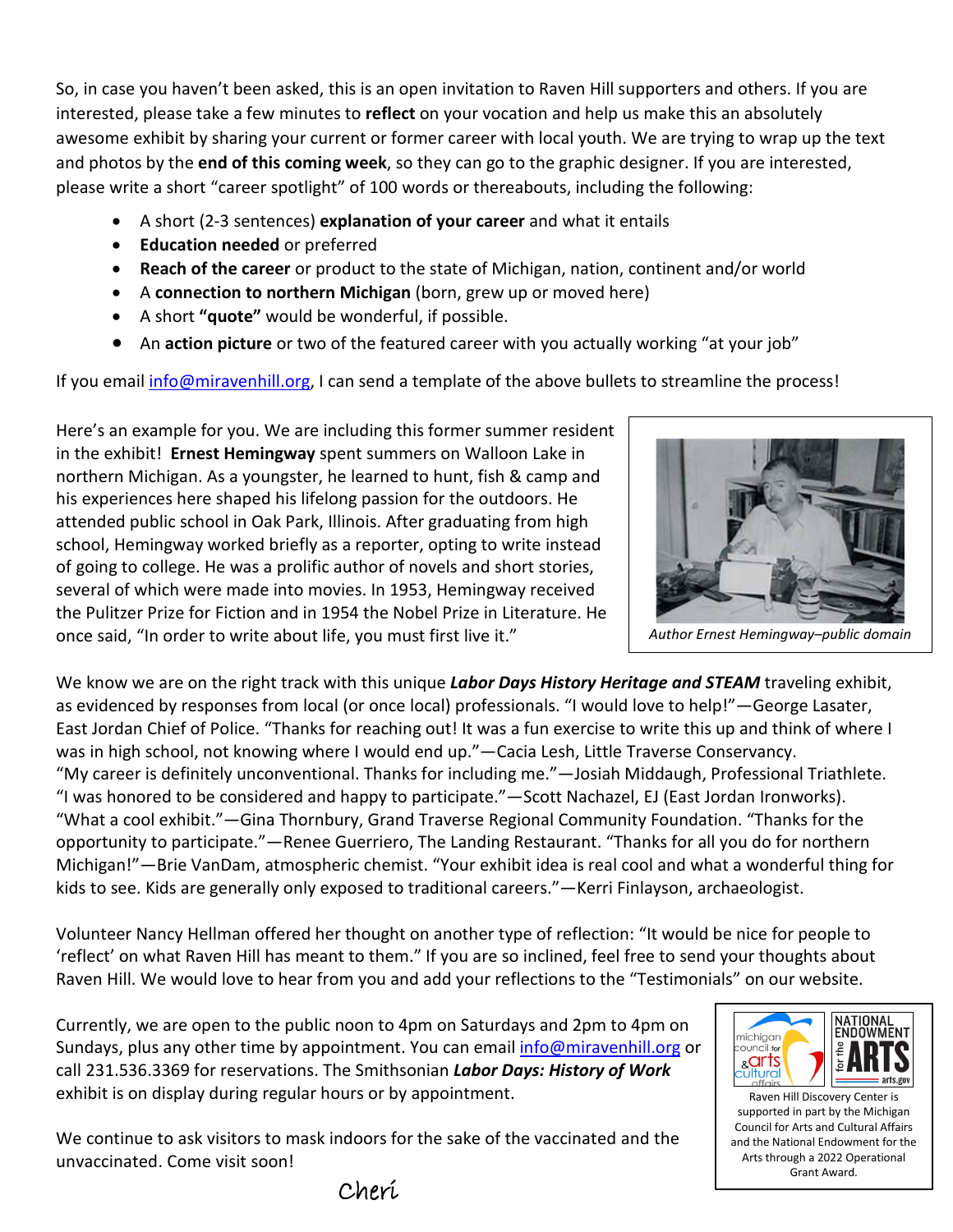So, in case you haven't been asked, this is an open invitation to Raven Hill supporters and others. If you are interested, please take a few minutes to **reflect** on your vocation and help us make this an absolutely awesome exhibit by sharing your current or former career with local youth. We are trying to wrap up the text and photos by the **end of this coming week**, so they can go to the graphic designer. If you are interested, please write a short "career spotlight" of 100 words or thereabouts, including the following:

- A short (2-3 sentences) **explanation of your career** and what it entails
- **Education needed** or preferred
- **Reach of the career** or product to the state of Michigan, nation, continent and/or world
- A **connection to northern Michigan** (born, grew up or moved here)
- A short **"quote"** would be wonderful, if possible.
- An **action picture** or two of the featured career with you actually working "at your job"

If you email info@miravenhill.org, I can send a template of the above bullets to streamline the process!

Here's an example for you. We are including this former summer resident in the exhibit! **Ernest Hemingway** spent summers on Walloon Lake in northern Michigan. As a youngster, he learned to hunt, fish & camp and his experiences here shaped his lifelong passion for the outdoors. He attended public school in Oak Park, Illinois. After graduating from high school, Hemingway worked briefly as a reporter, opting to write instead of going to college. He was a prolific author of novels and short stories, several of which were made into movies. In 1953, Hemingway received the Pulitzer Prize for Fiction and in 1954 the Nobel Prize in Literature. He once said, "In order to write about life, you must first live it."

*Author Ernest Hemingway–public domain*

We know we are on the right track with this unique ***Labor Days History Heritage and STEAM*** traveling exhibit, as evidenced by responses from local (or once local) professionals. "I would love to help!"—George Lasater, East Jordan Chief of Police. "Thanks for reaching out! It was a fun exercise to write this up and think of where I was in high school, not knowing where I would end up."—Cacia Lesh, Little Traverse Conservancy. "My career is definitely unconventional. Thanks for including me."—Josiah Middaugh, Professional Triathlete. "I was honored to be considered and happy to participate."—Scott Nachazel, EJ (East Jordan Ironworks). "What a cool exhibit."—Gina Thornbury, Grand Traverse Regional Community Foundation. "Thanks for the opportunity to participate."—Renee Guerriero, The Landing Restaurant. "Thanks for all you do for northern Michigan!"—Brie VanDam, atmospheric chemist. "Your exhibit idea is real cool and what a wonderful thing for kids to see. Kids are generally only exposed to traditional careers."—Kerri Finlayson, archaeologist.

Volunteer Nancy Hellman offered her thought on another type of reflection: "It would be nice for people to 'reflect' on what Raven Hill has meant to them." If you are so inclined, feel free to send your thoughts about Raven Hill. We would love to hear from you and add your reflections to the "Testimonials" on our website.

Currently, we are open to the public noon to 4pm on Saturdays and 2pm to 4pm on Sundays, plus any other time by appointment. You can email info@miravenhill.org or call 231.536.3369 for reservations. The Smithsonian ***Labor Days: History of Work*** exhibit is on display during regular hours or by appointment.

We continue to ask visitors to mask indoors for the sake of the vaccinated and the unvaccinated. Come visit soon!

Cheri

michigan council for arts & cultural affairs | NATIONAL ENDOWMENT for the ARTS arts.gov

Raven Hill Discovery Center is supported in part by the Michigan Council for Arts and Cultural Affairs and the National Endowment for the Arts through a 2022 Operational Grant Award.